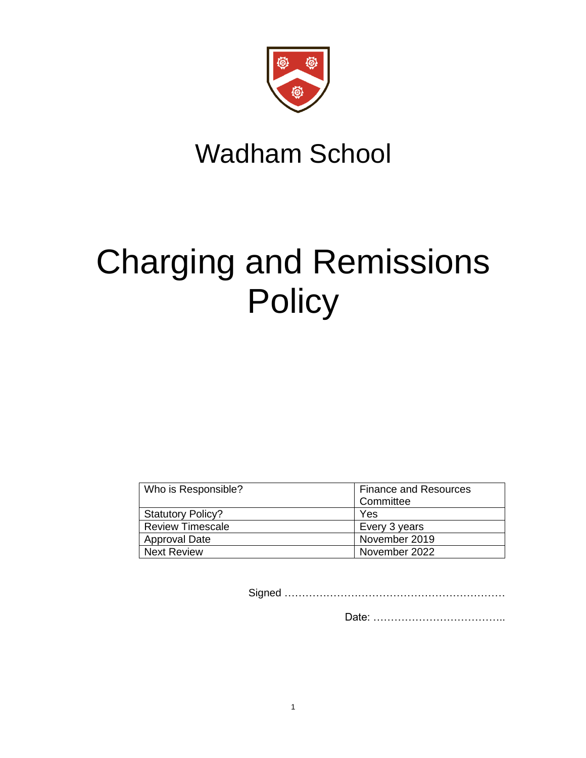# Wadham School

# Charging and Remissions Policy

| Who is Responsible? | Finance and Resources Committee |
|---|---|
| Statutory Policy? | Yes |
| Review Timescale | Every 3 years |
| Approval Date | November 2019 |
| Next Review | November 2022 |

Signed ………………………………………………………

Date: ………………………………..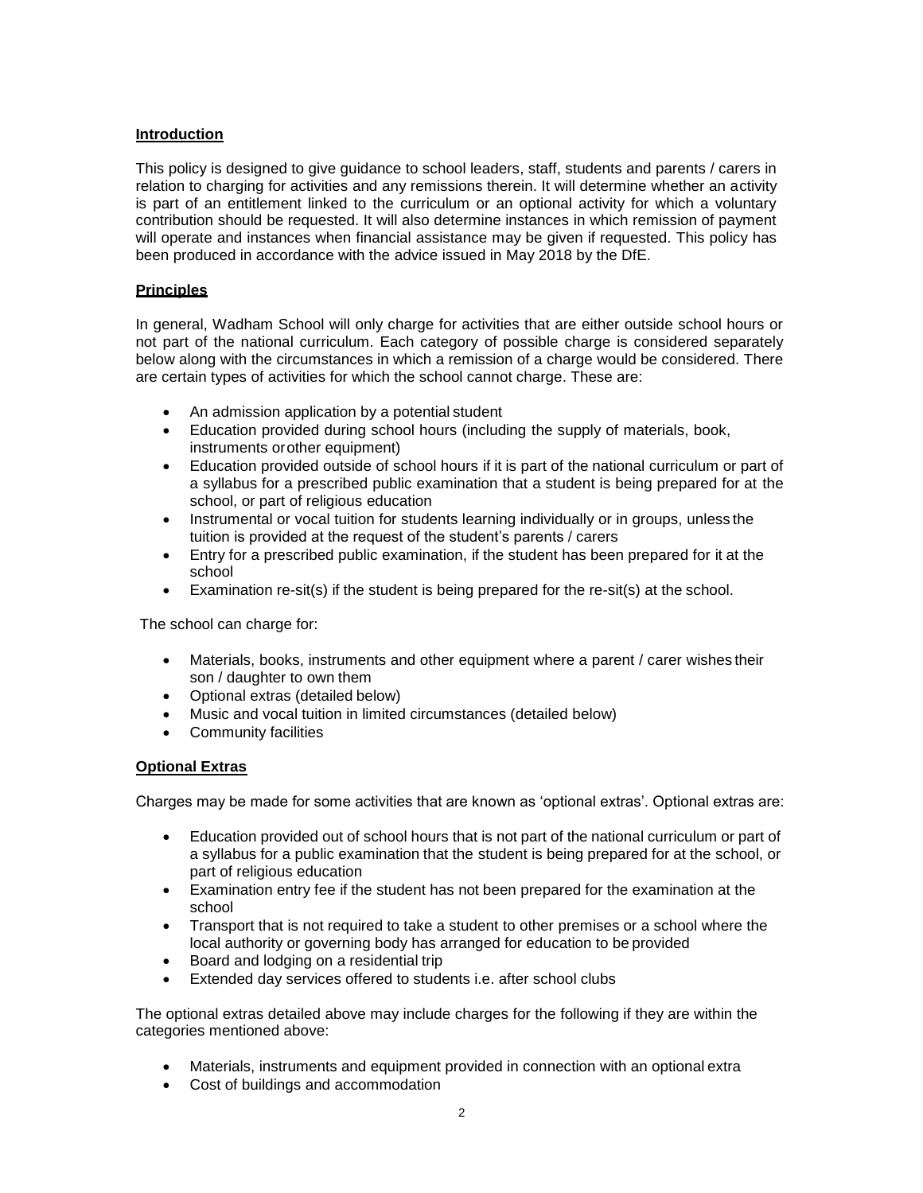## Introduction

This policy is designed to give guidance to school leaders, staff, students and parents / carers in relation to charging for activities and any remissions therein. It will determine whether an activity is part of an entitlement linked to the curriculum or an optional activity for which a voluntary contribution should be requested. It will also determine instances in which remission of payment will operate and instances when financial assistance may be given if requested. This policy has been produced in accordance with the advice issued in May 2018 by the DfE.

## Principles

In general, Wadham School will only charge for activities that are either outside school hours or not part of the national curriculum. Each category of possible charge is considered separately below along with the circumstances in which a remission of a charge would be considered. There are certain types of activities for which the school cannot charge. These are:

- An admission application by a potential student
- Education provided during school hours (including the supply of materials, book, instruments or other equipment)
- Education provided outside of school hours if it is part of the national curriculum or part of a syllabus for a prescribed public examination that a student is being prepared for at the school, or part of religious education
- Instrumental or vocal tuition for students learning individually or in groups, unless the tuition is provided at the request of the student's parents / carers
- Entry for a prescribed public examination, if the student has been prepared for it at the school
- Examination re-sit(s) if the student is being prepared for the re-sit(s) at the school.

The school can charge for:

- Materials, books, instruments and other equipment where a parent / carer wishes their son / daughter to own them
- Optional extras (detailed below)
- Music and vocal tuition in limited circumstances (detailed below)
- Community facilities

## Optional Extras

Charges may be made for some activities that are known as 'optional extras'. Optional extras are:

- Education provided out of school hours that is not part of the national curriculum or part of a syllabus for a public examination that the student is being prepared for at the school, or part of religious education
- Examination entry fee if the student has not been prepared for the examination at the school
- Transport that is not required to take a student to other premises or a school where the local authority or governing body has arranged for education to be provided
- Board and lodging on a residential trip
- Extended day services offered to students i.e. after school clubs

The optional extras detailed above may include charges for the following if they are within the categories mentioned above:

- Materials, instruments and equipment provided in connection with an optional extra
- Cost of buildings and accommodation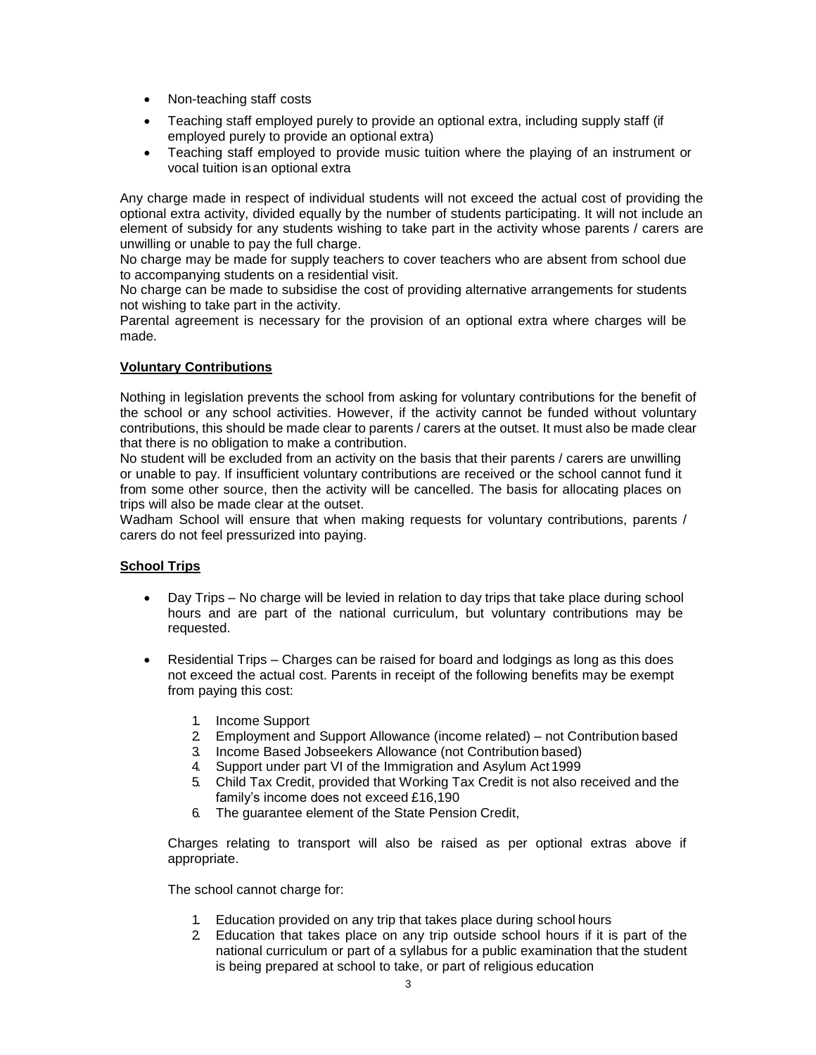- Non-teaching staff costs
- Teaching staff employed purely to provide an optional extra, including supply staff (if employed purely to provide an optional extra)
- Teaching staff employed to provide music tuition where the playing of an instrument or vocal tuition is an optional extra

Any charge made in respect of individual students will not exceed the actual cost of providing the optional extra activity, divided equally by the number of students participating. It will not include an element of subsidy for any students wishing to take part in the activity whose parents / carers are unwilling or unable to pay the full charge.

No charge may be made for supply teachers to cover teachers who are absent from school due to accompanying students on a residential visit.

No charge can be made to subsidise the cost of providing alternative arrangements for students not wishing to take part in the activity.

Parental agreement is necessary for the provision of an optional extra where charges will be made.

**Voluntary Contributions**

Nothing in legislation prevents the school from asking for voluntary contributions for the benefit of the school or any school activities. However, if the activity cannot be funded without voluntary contributions, this should be made clear to parents / carers at the outset. It must also be made clear that there is no obligation to make a contribution.

No student will be excluded from an activity on the basis that their parents / carers are unwilling or unable to pay. If insufficient voluntary contributions are received or the school cannot fund it from some other source, then the activity will be cancelled. The basis for allocating places on trips will also be made clear at the outset.

Wadham School will ensure that when making requests for voluntary contributions, parents / carers do not feel pressurized into paying.

**School Trips**

- Day Trips – No charge will be levied in relation to day trips that take place during school hours and are part of the national curriculum, but voluntary contributions may be requested.

- Residential Trips – Charges can be raised for board and lodgings as long as this does not exceed the actual cost. Parents in receipt of the following benefits may be exempt from paying this cost:

  1. Income Support
  2. Employment and Support Allowance (income related) – not Contribution based
  3. Income Based Jobseekers Allowance (not Contribution based)
  4. Support under part VI of the Immigration and Asylum Act 1999
  5. Child Tax Credit, provided that Working Tax Credit is not also received and the family's income does not exceed £16,190
  6. The guarantee element of the State Pension Credit,

  Charges relating to transport will also be raised as per optional extras above if appropriate.

  The school cannot charge for:

  1. Education provided on any trip that takes place during school hours
  2. Education that takes place on any trip outside school hours if it is part of the national curriculum or part of a syllabus for a public examination that the student is being prepared at school to take, or part of religious education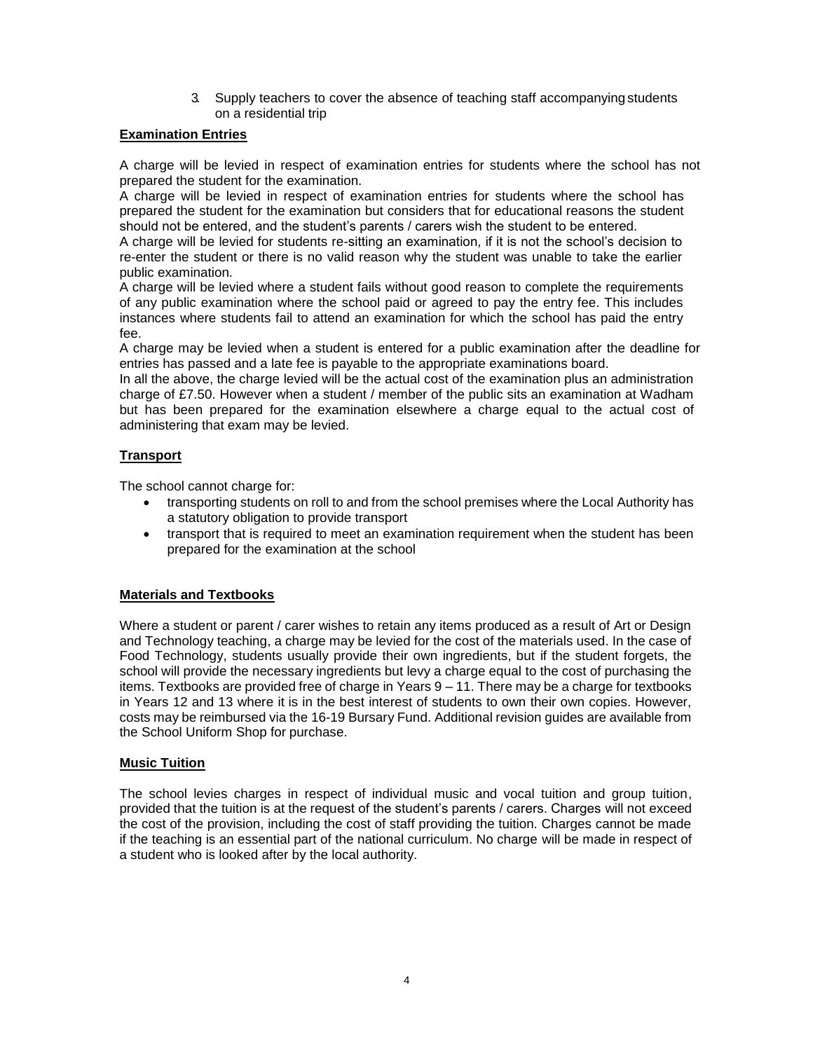3. Supply teachers to cover the absence of teaching staff accompanying students on a residential trip

**Examination Entries**

A charge will be levied in respect of examination entries for students where the school has not prepared the student for the examination.
A charge will be levied in respect of examination entries for students where the school has prepared the student for the examination but considers that for educational reasons the student should not be entered, and the student's parents / carers wish the student to be entered.
A charge will be levied for students re-sitting an examination, if it is not the school's decision to re-enter the student or there is no valid reason why the student was unable to take the earlier public examination.
A charge will be levied where a student fails without good reason to complete the requirements of any public examination where the school paid or agreed to pay the entry fee. This includes instances where students fail to attend an examination for which the school has paid the entry fee.
A charge may be levied when a student is entered for a public examination after the deadline for entries has passed and a late fee is payable to the appropriate examinations board.
In all the above, the charge levied will be the actual cost of the examination plus an administration charge of £7.50. However when a student / member of the public sits an examination at Wadham but has been prepared for the examination elsewhere a charge equal to the actual cost of administering that exam may be levied.

**Transport**

The school cannot charge for:

- transporting students on roll to and from the school premises where the Local Authority has a statutory obligation to provide transport
- transport that is required to meet an examination requirement when the student has been prepared for the examination at the school

**Materials and Textbooks**

Where a student or parent / carer wishes to retain any items produced as a result of Art or Design and Technology teaching, a charge may be levied for the cost of the materials used. In the case of Food Technology, students usually provide their own ingredients, but if the student forgets, the school will provide the necessary ingredients but levy a charge equal to the cost of purchasing the items. Textbooks are provided free of charge in Years 9 – 11. There may be a charge for textbooks in Years 12 and 13 where it is in the best interest of students to own their own copies. However, costs may be reimbursed via the 16-19 Bursary Fund. Additional revision guides are available from the School Uniform Shop for purchase.

**Music Tuition**

The school levies charges in respect of individual music and vocal tuition and group tuition, provided that the tuition is at the request of the student's parents / carers. Charges will not exceed the cost of the provision, including the cost of staff providing the tuition. Charges cannot be made if the teaching is an essential part of the national curriculum. No charge will be made in respect of a student who is looked after by the local authority.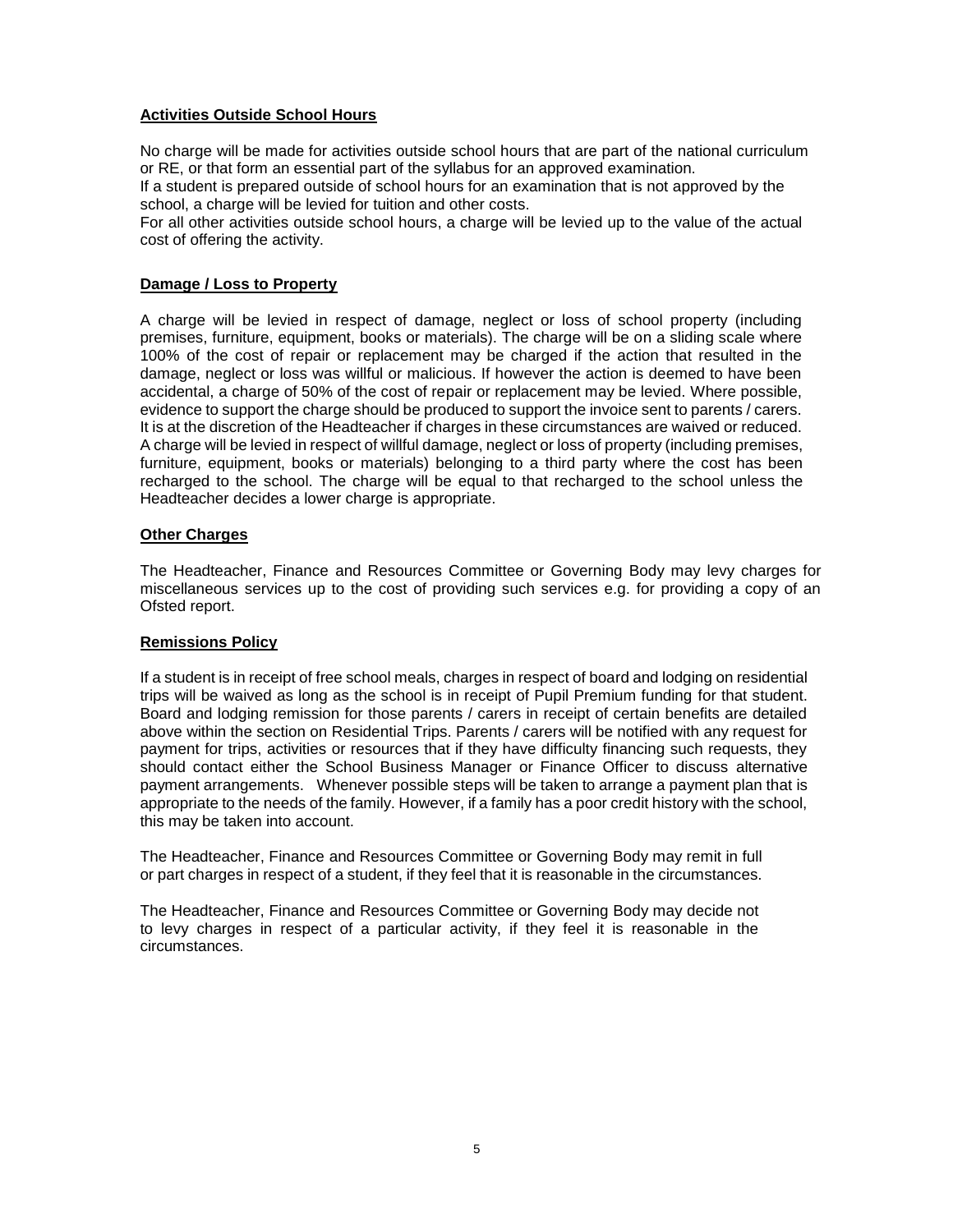**Activities Outside School Hours**

No charge will be made for activities outside school hours that are part of the national curriculum or RE, or that form an essential part of the syllabus for an approved examination.
If a student is prepared outside of school hours for an examination that is not approved by the school, a charge will be levied for tuition and other costs.
For all other activities outside school hours, a charge will be levied up to the value of the actual cost of offering the activity.

**Damage / Loss to Property**

A charge will be levied in respect of damage, neglect or loss of school property (including premises, furniture, equipment, books or materials). The charge will be on a sliding scale where 100% of the cost of repair or replacement may be charged if the action that resulted in the damage, neglect or loss was willful or malicious. If however the action is deemed to have been accidental, a charge of 50% of the cost of repair or replacement may be levied. Where possible, evidence to support the charge should be produced to support the invoice sent to parents / carers. It is at the discretion of the Headteacher if charges in these circumstances are waived or reduced. A charge will be levied in respect of willful damage, neglect or loss of property (including premises, furniture, equipment, books or materials) belonging to a third party where the cost has been recharged to the school. The charge will be equal to that recharged to the school unless the Headteacher decides a lower charge is appropriate.

**Other Charges**

The Headteacher, Finance and Resources Committee or Governing Body may levy charges for miscellaneous services up to the cost of providing such services e.g. for providing a copy of an Ofsted report.

**Remissions Policy**

If a student is in receipt of free school meals, charges in respect of board and lodging on residential trips will be waived as long as the school is in receipt of Pupil Premium funding for that student. Board and lodging remission for those parents / carers in receipt of certain benefits are detailed above within the section on Residential Trips. Parents / carers will be notified with any request for payment for trips, activities or resources that if they have difficulty financing such requests, they should contact either the School Business Manager or Finance Officer to discuss alternative payment arrangements. Whenever possible steps will be taken to arrange a payment plan that is appropriate to the needs of the family. However, if a family has a poor credit history with the school, this may be taken into account.

The Headteacher, Finance and Resources Committee or Governing Body may remit in full or part charges in respect of a student, if they feel that it is reasonable in the circumstances.

The Headteacher, Finance and Resources Committee or Governing Body may decide not to levy charges in respect of a particular activity, if they feel it is reasonable in the circumstances.